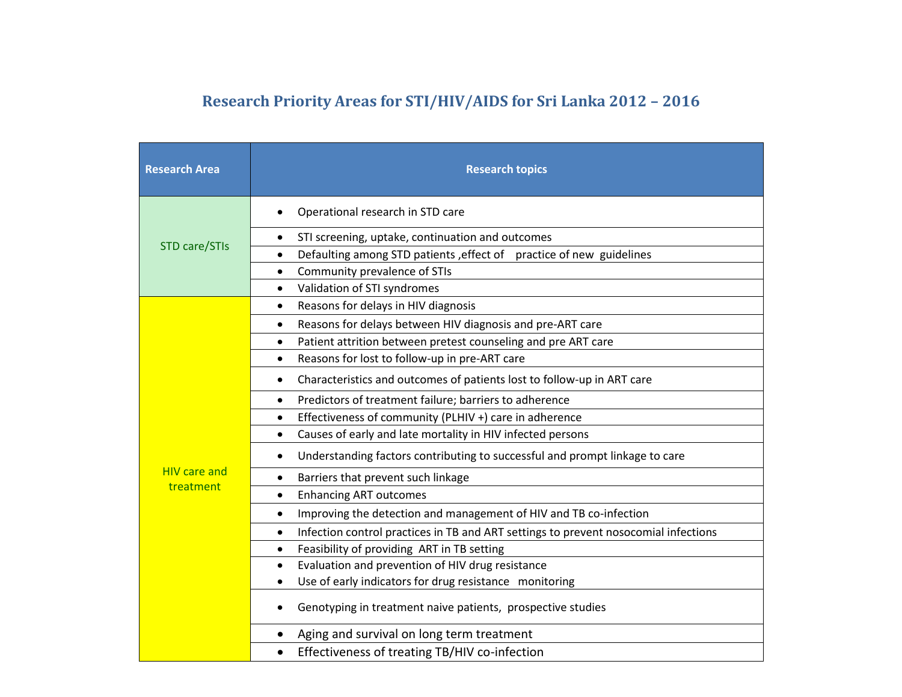# Research Priority Areas for STI/HIV/AIDS for Sri Lanka 2012 – 2016

| Research Area | Research topics |
|---|---|
| STD care/STIs | • Operational research in STD care |
| | • STI screening, uptake, continuation and outcomes |
| | • Defaulting among STD patients ,effect of practice of new guidelines |
| | • Community prevalence of STIs |
| | • Validation of STI syndromes |
| HIV care and treatment | • Reasons for delays in HIV diagnosis |
| | • Reasons for delays between HIV diagnosis and pre-ART care |
| | • Patient attrition between pretest counseling and pre ART care |
| | • Reasons for lost to follow-up in pre-ART care |
| | • Characteristics and outcomes of patients lost to follow-up in ART care |
| | • Predictors of treatment failure; barriers to adherence |
| | • Effectiveness of community (PLHIV +) care in adherence |
| | • Causes of early and late mortality in HIV infected persons |
| | • Understanding factors contributing to successful and prompt linkage to care |
| | • Barriers that prevent such linkage |
| | • Enhancing ART outcomes |
| | • Improving the detection and management of HIV and TB co-infection |
| | • Infection control practices in TB and ART settings to prevent nosocomial infections |
| | • Feasibility of providing ART in TB setting |
| | • Evaluation and prevention of HIV drug resistance<br>• Use of early indicators for drug resistance monitoring |
| | • Genotyping in treatment naive patients, prospective studies |
| | • Aging and survival on long term treatment |
| | • Effectiveness of treating TB/HIV co-infection |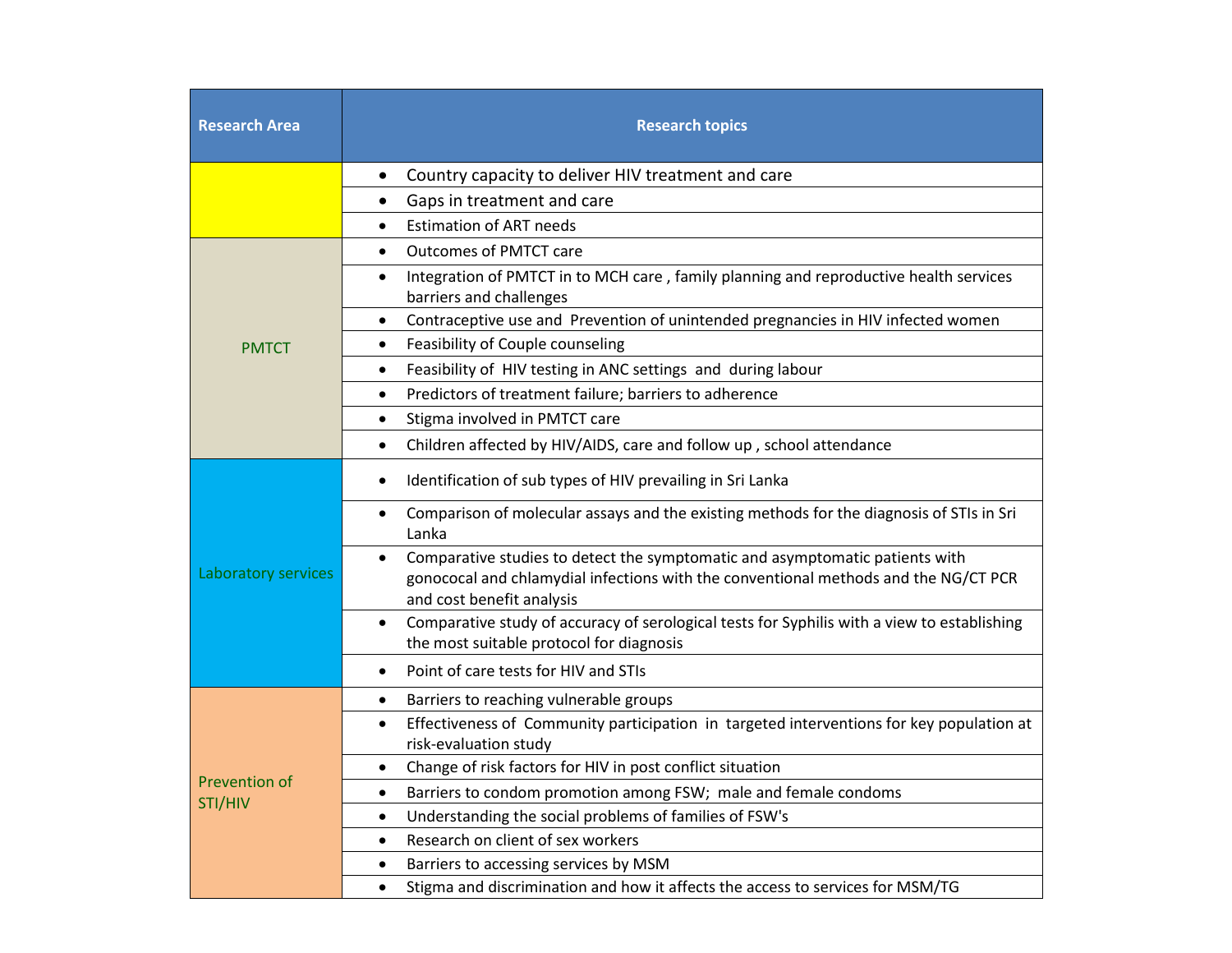| Research Area | Research topics |
|---|---|
| | • Country capacity to deliver HIV treatment and care |
| | • Gaps in treatment and care |
| | • Estimation of ART needs |
| PMTCT | • Outcomes of PMTCT care |
| | • Integration of PMTCT in to MCH care , family planning and reproductive health services barriers and challenges |
| | • Contraceptive use and Prevention of unintended pregnancies in HIV infected women |
| | • Feasibility of Couple counseling |
| | • Feasibility of HIV testing in ANC settings and during labour |
| | • Predictors of treatment failure; barriers to adherence |
| | • Stigma involved in PMTCT care |
| | • Children affected by HIV/AIDS, care and follow up , school attendance |
| Laboratory services | • Identification of sub types of HIV prevailing in Sri Lanka |
| | • Comparison of molecular assays and the existing methods for the diagnosis of STIs in Sri Lanka |
| | • Comparative studies to detect the symptomatic and asymptomatic patients with gonococal and chlamydial infections with the conventional methods and the NG/CT PCR and cost benefit analysis |
| | • Comparative study of accuracy of serological tests for Syphilis with a view to establishing the most suitable protocol for diagnosis |
| | • Point of care tests for HIV and STIs |
| Prevention of STI/HIV | • Barriers to reaching vulnerable groups |
| | • Effectiveness of Community participation in targeted interventions for key population at risk-evaluation study |
| | • Change of risk factors for HIV in post conflict situation |
| | • Barriers to condom promotion among FSW; male and female condoms |
| | • Understanding the social problems of families of FSW's |
| | • Research on client of sex workers |
| | • Barriers to accessing services by MSM |
| | • Stigma and discrimination and how it affects the access to services for MSM/TG |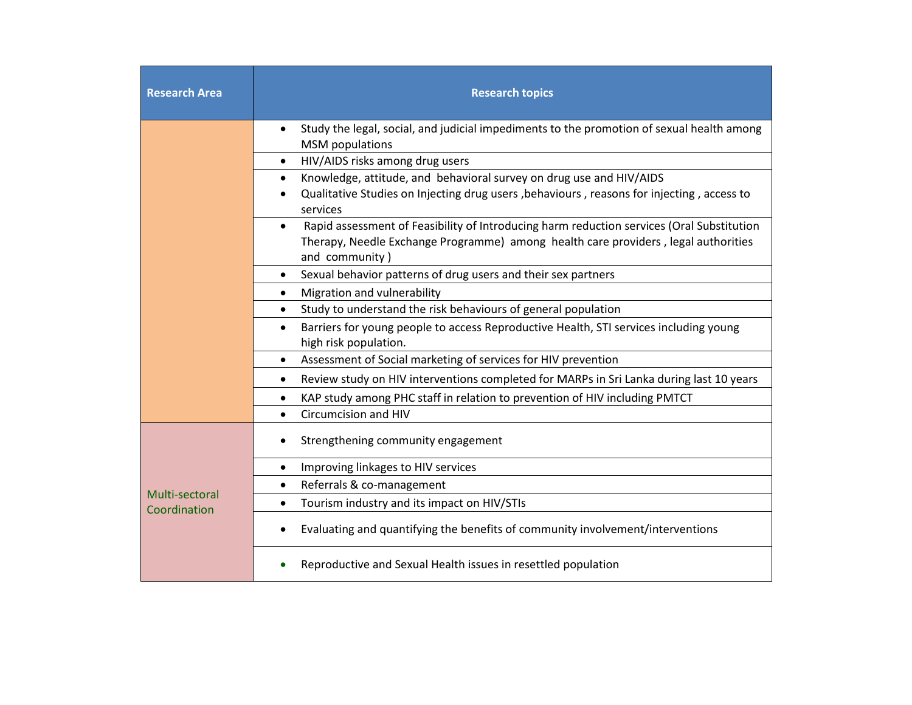| Research Area | Research topics |
|---|---|
| | • Study the legal, social, and judicial impediments to the promotion of sexual health among MSM populations |
| | • HIV/AIDS risks among drug users |
| | • Knowledge, attitude, and behavioral survey on drug use and HIV/AIDS<br>• Qualitative Studies on Injecting drug users ,behaviours , reasons for injecting , access to services |
| | • Rapid assessment of Feasibility of Introducing harm reduction services (Oral Substitution Therapy, Needle Exchange Programme) among health care providers , legal authorities and community ) |
| | • Sexual behavior patterns of drug users and their sex partners |
| | • Migration and vulnerability |
| | • Study to understand the risk behaviours of general population |
| | • Barriers for young people to access Reproductive Health, STI services including young high risk population. |
| | • Assessment of Social marketing of services for HIV prevention |
| | • Review study on HIV interventions completed for MARPs in Sri Lanka during last 10 years |
| | • KAP study among PHC staff in relation to prevention of HIV including PMTCT |
| | • Circumcision and HIV |
| Multi-sectoral Coordination | • Strengthening community engagement |
| | • Improving linkages to HIV services |
| | • Referrals & co-management |
| | • Tourism industry and its impact on HIV/STIs |
| | • Evaluating and quantifying the benefits of community involvement/interventions |
| | • Reproductive and Sexual Health issues in resettled population |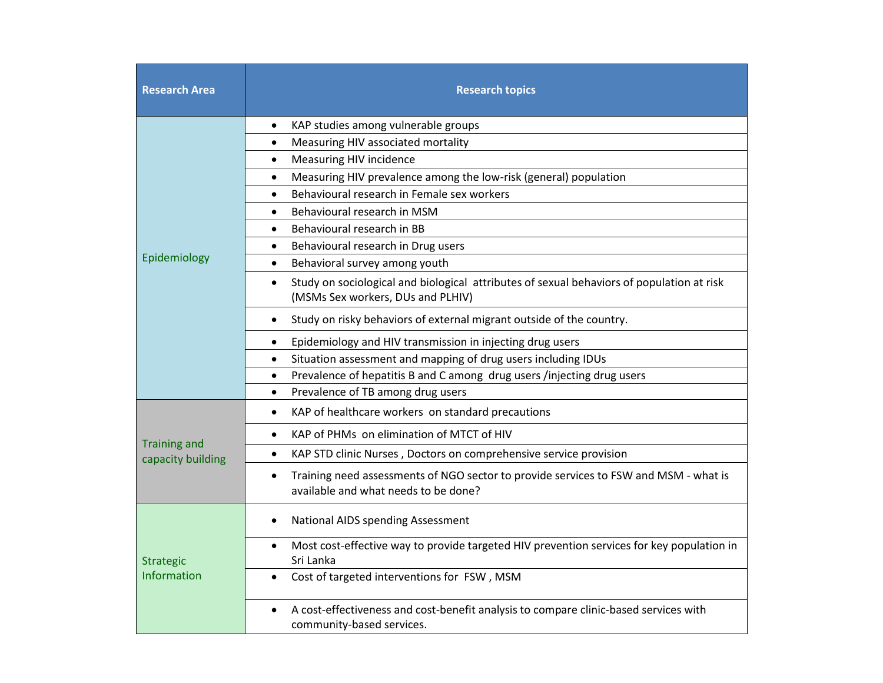| Research Area | Research topics |
| --- | --- |
| Epidemiology | • KAP studies among vulnerable groups |
| | • Measuring HIV associated mortality |
| | • Measuring HIV incidence |
| | • Measuring HIV prevalence among the low-risk (general) population |
| | • Behavioural research in Female sex workers |
| | • Behavioural research in MSM |
| | • Behavioural research in BB |
| | • Behavioural research in Drug users |
| | • Behavioral survey among youth |
| | • Study on sociological and biological attributes of sexual behaviors of population at risk (MSMs Sex workers, DUs and PLHIV) |
| | • Study on risky behaviors of external migrant outside of the country. |
| | • Epidemiology and HIV transmission in injecting drug users |
| | • Situation assessment and mapping of drug users including IDUs |
| | • Prevalence of hepatitis B and C among drug users /injecting drug users |
| | • Prevalence of TB among drug users |
| Training and capacity building | • KAP of healthcare workers on standard precautions |
| | • KAP of PHMs on elimination of MTCT of HIV |
| | • KAP STD clinic Nurses , Doctors on comprehensive service provision |
| | • Training need assessments of NGO sector to provide services to FSW and MSM - what is available and what needs to be done? |
| Strategic Information | • National AIDS spending Assessment |
| | • Most cost-effective way to provide targeted HIV prevention services for key population in Sri Lanka |
| | • Cost of targeted interventions for FSW , MSM |
| | • A cost-effectiveness and cost-benefit analysis to compare clinic-based services with community-based services. |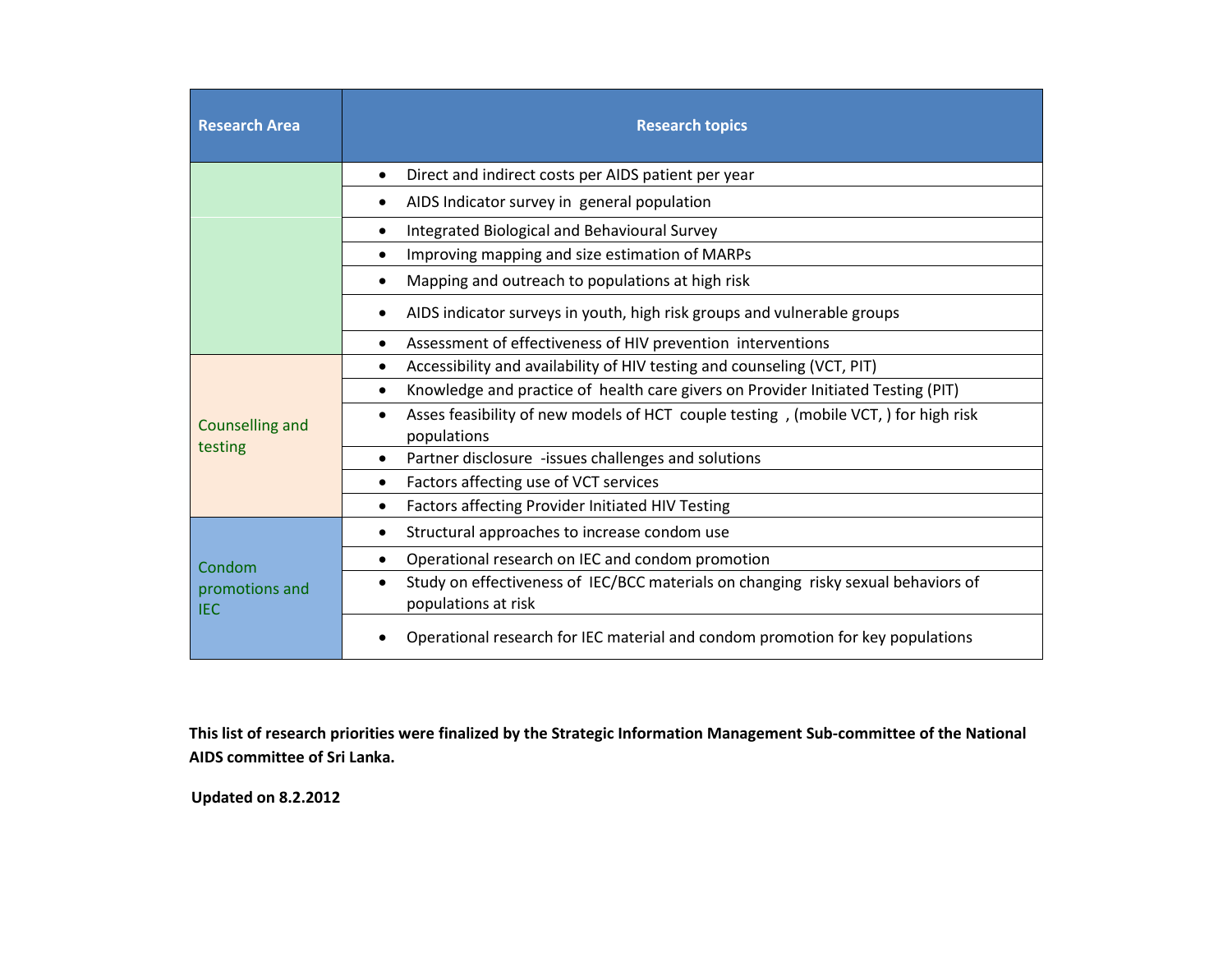| Research Area | Research topics |
|---|---|
| | • Direct and indirect costs per AIDS patient per year |
| | • AIDS Indicator survey in general population |
| | • Integrated Biological and Behavioural Survey |
| | • Improving mapping and size estimation of MARPs |
| | • Mapping and outreach to populations at high risk |
| | • AIDS indicator surveys in youth, high risk groups and vulnerable groups |
| | • Assessment of effectiveness of HIV prevention interventions |
| Counselling and testing | • Accessibility and availability of HIV testing and counseling (VCT, PIT) |
| | • Knowledge and practice of health care givers on Provider Initiated Testing (PIT) |
| | • Asses feasibility of new models of HCT couple testing , (mobile VCT, ) for high risk populations |
| | • Partner disclosure -issues challenges and solutions |
| | • Factors affecting use of VCT services |
| | • Factors affecting Provider Initiated HIV Testing |
| Condom promotions and IEC | • Structural approaches to increase condom use |
| | • Operational research on IEC and condom promotion |
| | • Study on effectiveness of IEC/BCC materials on changing risky sexual behaviors of populations at risk |
| | • Operational research for IEC material and condom promotion for key populations |

**This list of research priorities were finalized by the Strategic Information Management Sub-committee of the National AIDS committee of Sri Lanka.**

**Updated on 8.2.2012**